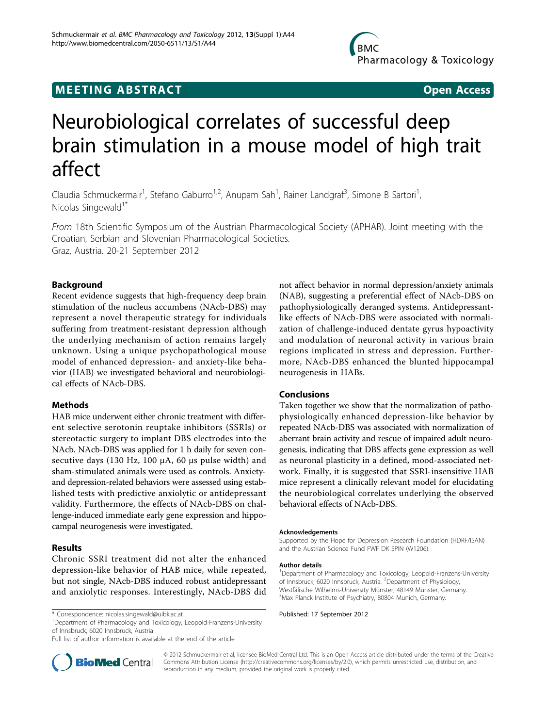MEETING ABSTRACT

Open Access

# Neurobiological correlates of successful deep brain stimulation in a mouse model of high trait affect

Claudia Schmuckermair[1], Stefano Gaburro[1,2], Anupam Sah[1], Rainer Landgraf[3], Simone B Sartori[1], Nicolas Singewald[1*]

*From* 18th Scientific Symposium of the Austrian Pharmacological Society (APHAR). Joint meeting with the Croatian, Serbian and Slovenian Pharmacological Societies.
Graz, Austria. 20-21 September 2012

## Background

Recent evidence suggests that high-frequency deep brain stimulation of the nucleus accumbens (NAcb-DBS) may represent a novel therapeutic strategy for individuals suffering from treatment-resistant depression although the underlying mechanism of action remains largely unknown. Using a unique psychopathological mouse model of enhanced depression- and anxiety-like behavior (HAB) we investigated behavioral and neurobiological effects of NAcb-DBS.

## Methods

HAB mice underwent either chronic treatment with different selective serotonin reuptake inhibitors (SSRIs) or stereotactic surgery to implant DBS electrodes into the NAcb. NAcb-DBS was applied for 1 h daily for seven consecutive days (130 Hz, 100 µA, 60 µs pulse width) and sham-stimulated animals were used as controls. Anxiety- and depression-related behaviors were assessed using established tests with predictive anxiolytic or antidepressant validity. Furthermore, the effects of NAcb-DBS on challenge-induced immediate early gene expression and hippocampal neurogenesis were investigated.

## Results

Chronic SSRI treatment did not alter the enhanced depression-like behavior of HAB mice, while repeated, but not single, NAcb-DBS induced robust antidepressant and anxiolytic responses. Interestingly, NAcb-DBS did not affect behavior in normal depression/anxiety animals (NAB), suggesting a preferential effect of NAcb-DBS on pathophysiologically deranged systems. Antidepressant-like effects of NAcb-DBS were associated with normalization of challenge-induced dentate gyrus hypoactivity and modulation of neuronal activity in various brain regions implicated in stress and depression. Furthermore, NAcb-DBS enhanced the blunted hippocampal neurogenesis in HABs.

## Conclusions

Taken together we show that the normalization of pathophysiologically enhanced depression-like behavior by repeated NAcb-DBS was associated with normalization of aberrant brain activity and rescue of impaired adult neurogenesis, indicating that DBS affects gene expression as well as neuronal plasticity in a defined, mood-associated network. Finally, it is suggested that SSRI-insensitive HAB mice represent a clinically relevant model for elucidating the neurobiological correlates underlying the observed behavioral effects of NAcb-DBS.

#### Acknowledgements

Supported by the Hope for Depression Research Foundation (HDRF/ISAN) and the Austrian Science Fund FWF DK SPIN (W1206).

#### Author details

[1]Department of Pharmacology and Toxicology, Leopold-Franzens-University of Innsbruck, 6020 Innsbruck, Austria. [2]Department of Physiology, Westfälische Wilhelms-University Münster, 48149 Münster, Germany. [3]Max Planck Institute of Psychiatry, 80804 Munich, Germany.

Published: 17 September 2012

\* Correspondence: nicolas.singewald@uibk.ac.at
[1]Department of Pharmacology and Toxicology, Leopold-Franzens-University of Innsbruck, 6020 Innsbruck, Austria
Full list of author information is available at the end of the article

© 2012 Schmuckermair et al; licensee BioMed Central Ltd. This is an Open Access article distributed under the terms of the Creative Commons Attribution License (http://creativecommons.org/licenses/by/2.0), which permits unrestricted use, distribution, and reproduction in any medium, provided the original work is properly cited.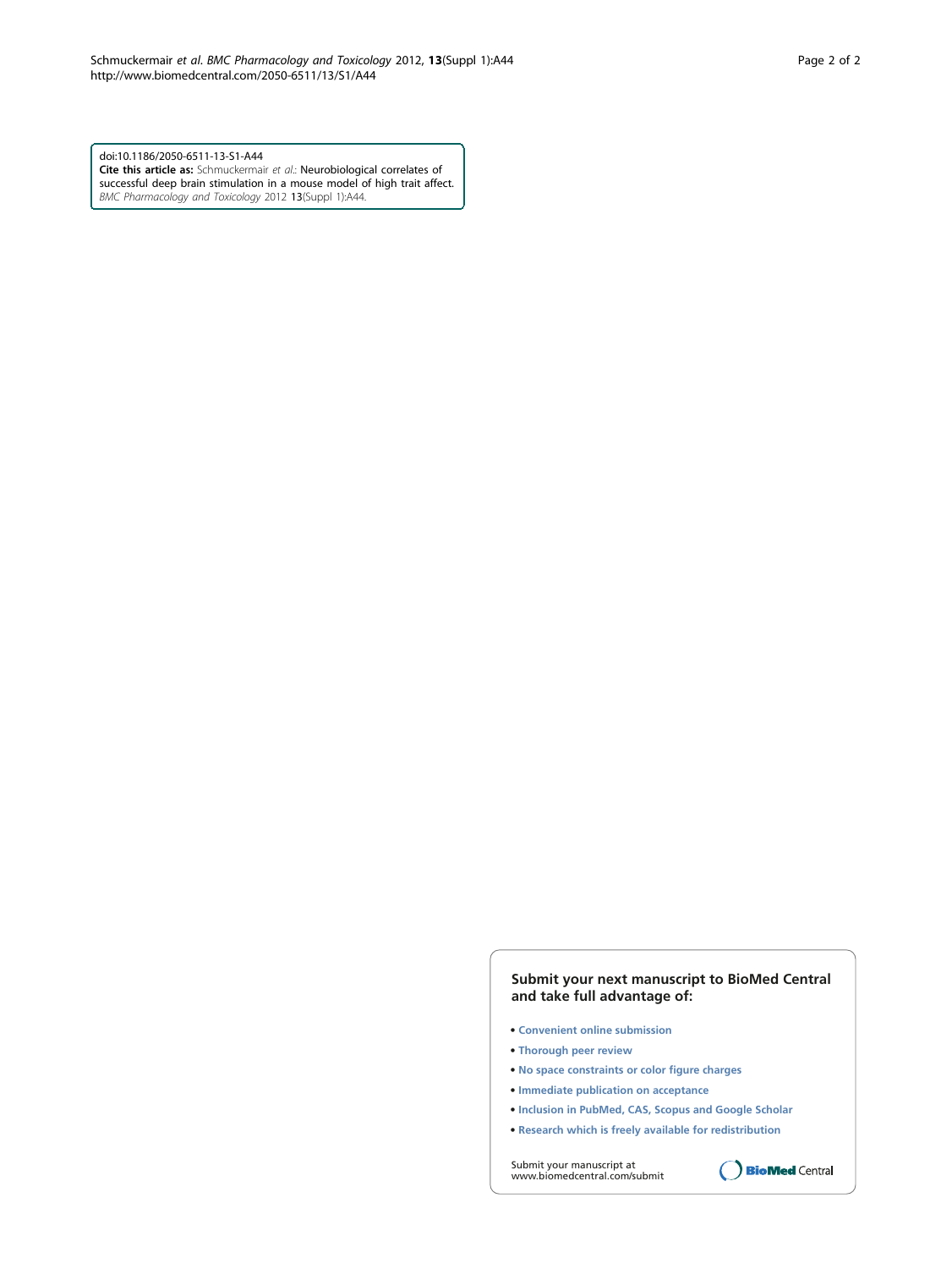doi:10.1186/2050-6511-13-S1-A44

**Cite this article as:** Schmuckermair *et al.*: Neurobiological correlates of successful deep brain stimulation in a mouse model of high trait affect. *BMC Pharmacology and Toxicology* 2012 **13**(Suppl 1):A44.

**Submit your next manuscript to BioMed Central and take full advantage of:**

- **Convenient online submission**
- **Thorough peer review**
- **No space constraints or color figure charges**
- **Immediate publication on acceptance**
- **Inclusion in PubMed, CAS, Scopus and Google Scholar**
- **Research which is freely available for redistribution**

Submit your manuscript at
www.biomedcentral.com/submit

BioMed Central